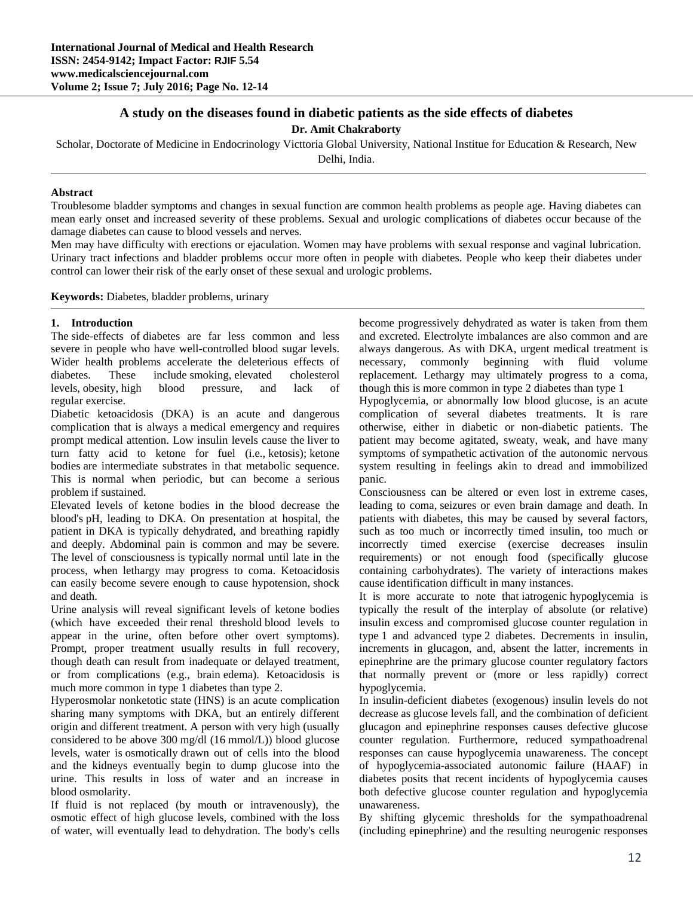# A study on the diseases found in diabetic patients as the side effects of diabetes

**Dr. Amit Chakraborty**

Scholar, Doctorate of Medicine in Endocrinology Victtoria Global University, National Institue for Education & Research, New Delhi, India.

## Abstract

Troublesome bladder symptoms and changes in sexual function are common health problems as people age. Having diabetes can mean early onset and increased severity of these problems. Sexual and urologic complications of diabetes occur because of the damage diabetes can cause to blood vessels and nerves.

Men may have difficulty with erections or ejaculation. Women may have problems with sexual response and vaginal lubrication. Urinary tract infections and bladder problems occur more often in people with diabetes. People who keep their diabetes under control can lower their risk of the early onset of these sexual and urologic problems.

**Keywords:** Diabetes, bladder problems, urinary

## 1. Introduction

The side-effects of diabetes are far less common and less severe in people who have well-controlled blood sugar levels. Wider health problems accelerate the deleterious effects of diabetes. These include smoking, elevated cholesterol levels, obesity, high blood pressure, and lack of regular exercise.

Diabetic ketoacidosis (DKA) is an acute and dangerous complication that is always a medical emergency and requires prompt medical attention. Low insulin levels cause the liver to turn fatty acid to ketone for fuel (i.e., ketosis); ketone bodies are intermediate substrates in that metabolic sequence. This is normal when periodic, but can become a serious problem if sustained.

Elevated levels of ketone bodies in the blood decrease the blood's pH, leading to DKA. On presentation at hospital, the patient in DKA is typically dehydrated, and breathing rapidly and deeply. Abdominal pain is common and may be severe. The level of consciousness is typically normal until late in the process, when lethargy may progress to coma. Ketoacidosis can easily become severe enough to cause hypotension, shock and death.

Urine analysis will reveal significant levels of ketone bodies (which have exceeded their renal threshold blood levels to appear in the urine, often before other overt symptoms). Prompt, proper treatment usually results in full recovery, though death can result from inadequate or delayed treatment, or from complications (e.g., brain edema). Ketoacidosis is much more common in type 1 diabetes than type 2.

Hyperosmolar nonketotic state (HNS) is an acute complication sharing many symptoms with DKA, but an entirely different origin and different treatment. A person with very high (usually considered to be above 300 mg/dl (16 mmol/L)) blood glucose levels, water is osmotically drawn out of cells into the blood and the kidneys eventually begin to dump glucose into the urine. This results in loss of water and an increase in blood osmolarity.

If fluid is not replaced (by mouth or intravenously), the osmotic effect of high glucose levels, combined with the loss of water, will eventually lead to dehydration. The body's cells become progressively dehydrated as water is taken from them and excreted. Electrolyte imbalances are also common and are always dangerous. As with DKA, urgent medical treatment is necessary, commonly beginning with fluid volume replacement. Lethargy may ultimately progress to a coma, though this is more common in type 2 diabetes than type 1

Hypoglycemia, or abnormally low blood glucose, is an acute complication of several diabetes treatments. It is rare otherwise, either in diabetic or non-diabetic patients. The patient may become agitated, sweaty, weak, and have many symptoms of sympathetic activation of the autonomic nervous system resulting in feelings akin to dread and immobilized panic.

Consciousness can be altered or even lost in extreme cases, leading to coma, seizures or even brain damage and death. In patients with diabetes, this may be caused by several factors, such as too much or incorrectly timed insulin, too much or incorrectly timed exercise (exercise decreases insulin requirements) or not enough food (specifically glucose containing carbohydrates). The variety of interactions makes cause identification difficult in many instances.

It is more accurate to note that iatrogenic hypoglycemia is typically the result of the interplay of absolute (or relative) insulin excess and compromised glucose counter regulation in type 1 and advanced type 2 diabetes. Decrements in insulin, increments in glucagon, and, absent the latter, increments in epinephrine are the primary glucose counter regulatory factors that normally prevent or (more or less rapidly) correct hypoglycemia.

In insulin-deficient diabetes (exogenous) insulin levels do not decrease as glucose levels fall, and the combination of deficient glucagon and epinephrine responses causes defective glucose counter regulation. Furthermore, reduced sympathoadrenal responses can cause hypoglycemia unawareness. The concept of hypoglycemia-associated autonomic failure (HAAF) in diabetes posits that recent incidents of hypoglycemia causes both defective glucose counter regulation and hypoglycemia unawareness.

By shifting glycemic thresholds for the sympathoadrenal (including epinephrine) and the resulting neurogenic responses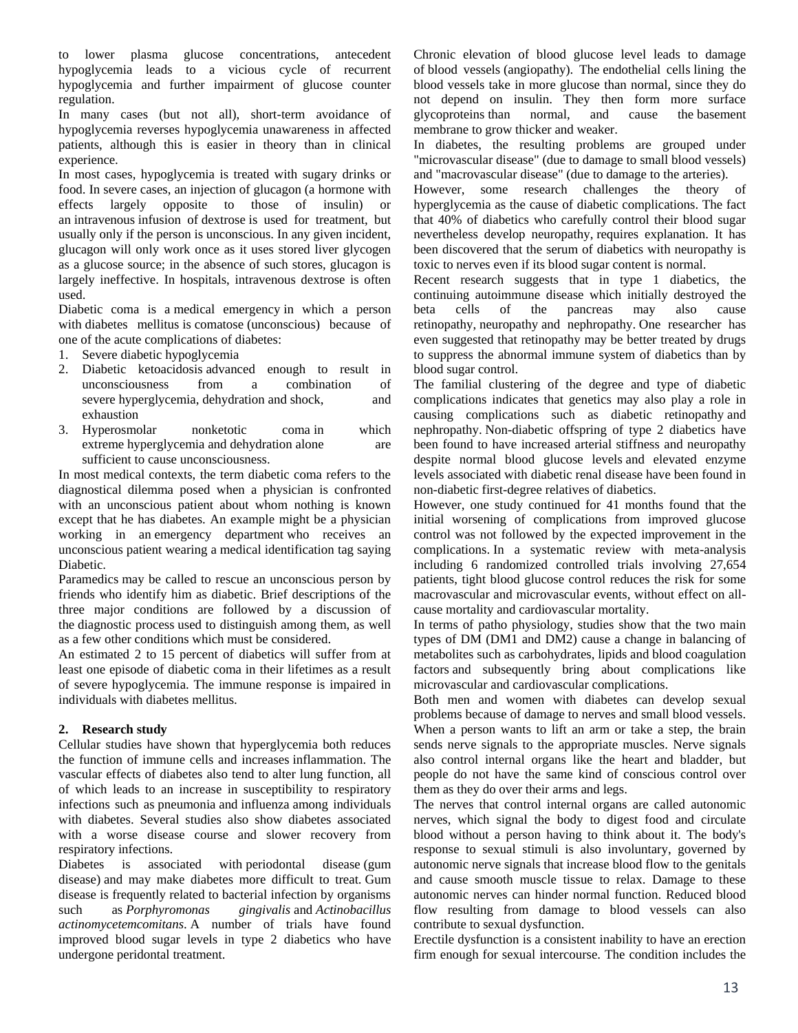to lower plasma glucose concentrations, antecedent hypoglycemia leads to a vicious cycle of recurrent hypoglycemia and further impairment of glucose counter regulation.

In many cases (but not all), short-term avoidance of hypoglycemia reverses hypoglycemia unawareness in affected patients, although this is easier in theory than in clinical experience.

In most cases, hypoglycemia is treated with sugary drinks or food. In severe cases, an injection of glucagon (a hormone with effects largely opposite to those of insulin) or an intravenous infusion of dextrose is used for treatment, but usually only if the person is unconscious. In any given incident, glucagon will only work once as it uses stored liver glycogen as a glucose source; in the absence of such stores, glucagon is largely ineffective. In hospitals, intravenous dextrose is often used.

Diabetic coma is a medical emergency in which a person with diabetes mellitus is comatose (unconscious) because of one of the acute complications of diabetes:

1. Severe diabetic hypoglycemia
2. Diabetic ketoacidosis advanced enough to result in unconsciousness from a combination of severe hyperglycemia, dehydration and shock, and exhaustion
3. Hyperosmolar nonketotic coma in which extreme hyperglycemia and dehydration alone are sufficient to cause unconsciousness.

In most medical contexts, the term diabetic coma refers to the diagnostical dilemma posed when a physician is confronted with an unconscious patient about whom nothing is known except that he has diabetes. An example might be a physician working in an emergency department who receives an unconscious patient wearing a medical identification tag saying Diabetic.

Paramedics may be called to rescue an unconscious person by friends who identify him as diabetic. Brief descriptions of the three major conditions are followed by a discussion of the diagnostic process used to distinguish among them, as well as a few other conditions which must be considered.

An estimated 2 to 15 percent of diabetics will suffer from at least one episode of diabetic coma in their lifetimes as a result of severe hypoglycemia. The immune response is impaired in individuals with diabetes mellitus.

## 2. Research study

Cellular studies have shown that hyperglycemia both reduces the function of immune cells and increases inflammation. The vascular effects of diabetes also tend to alter lung function, all of which leads to an increase in susceptibility to respiratory infections such as pneumonia and influenza among individuals with diabetes. Several studies also show diabetes associated with a worse disease course and slower recovery from respiratory infections.

Diabetes is associated with periodontal disease (gum disease) and may make diabetes more difficult to treat. Gum disease is frequently related to bacterial infection by organisms such as *Porphyromonas gingivalis* and *Actinobacillus actinomycetemcomitans*. A number of trials have found improved blood sugar levels in type 2 diabetics who have undergone peridontal treatment.

Chronic elevation of blood glucose level leads to damage of blood vessels (angiopathy). The endothelial cells lining the blood vessels take in more glucose than normal, since they do not depend on insulin. They then form more surface glycoproteins than normal, and cause the basement membrane to grow thicker and weaker.

In diabetes, the resulting problems are grouped under "microvascular disease" (due to damage to small blood vessels) and "macrovascular disease" (due to damage to the arteries).

However, some research challenges the theory of hyperglycemia as the cause of diabetic complications. The fact that 40% of diabetics who carefully control their blood sugar nevertheless develop neuropathy, requires explanation. It has been discovered that the serum of diabetics with neuropathy is toxic to nerves even if its blood sugar content is normal.

Recent research suggests that in type 1 diabetics, the continuing autoimmune disease which initially destroyed the beta cells of the pancreas may also cause retinopathy, neuropathy and nephropathy. One researcher has even suggested that retinopathy may be better treated by drugs to suppress the abnormal immune system of diabetics than by blood sugar control.

The familial clustering of the degree and type of diabetic complications indicates that genetics may also play a role in causing complications such as diabetic retinopathy and nephropathy. Non-diabetic offspring of type 2 diabetics have been found to have increased arterial stiffness and neuropathy despite normal blood glucose levels and elevated enzyme levels associated with diabetic renal disease have been found in non-diabetic first-degree relatives of diabetics.

However, one study continued for 41 months found that the initial worsening of complications from improved glucose control was not followed by the expected improvement in the complications. In a systematic review with meta-analysis including 6 randomized controlled trials involving 27,654 patients, tight blood glucose control reduces the risk for some macrovascular and microvascular events, without effect on all-cause mortality and cardiovascular mortality.

In terms of patho physiology, studies show that the two main types of DM (DM1 and DM2) cause a change in balancing of metabolites such as carbohydrates, lipids and blood coagulation factors and subsequently bring about complications like microvascular and cardiovascular complications.

Both men and women with diabetes can develop sexual problems because of damage to nerves and small blood vessels. When a person wants to lift an arm or take a step, the brain sends nerve signals to the appropriate muscles. Nerve signals also control internal organs like the heart and bladder, but people do not have the same kind of conscious control over them as they do over their arms and legs.

The nerves that control internal organs are called autonomic nerves, which signal the body to digest food and circulate blood without a person having to think about it. The body's response to sexual stimuli is also involuntary, governed by autonomic nerve signals that increase blood flow to the genitals and cause smooth muscle tissue to relax. Damage to these autonomic nerves can hinder normal function. Reduced blood flow resulting from damage to blood vessels can also contribute to sexual dysfunction.

Erectile dysfunction is a consistent inability to have an erection firm enough for sexual intercourse. The condition includes the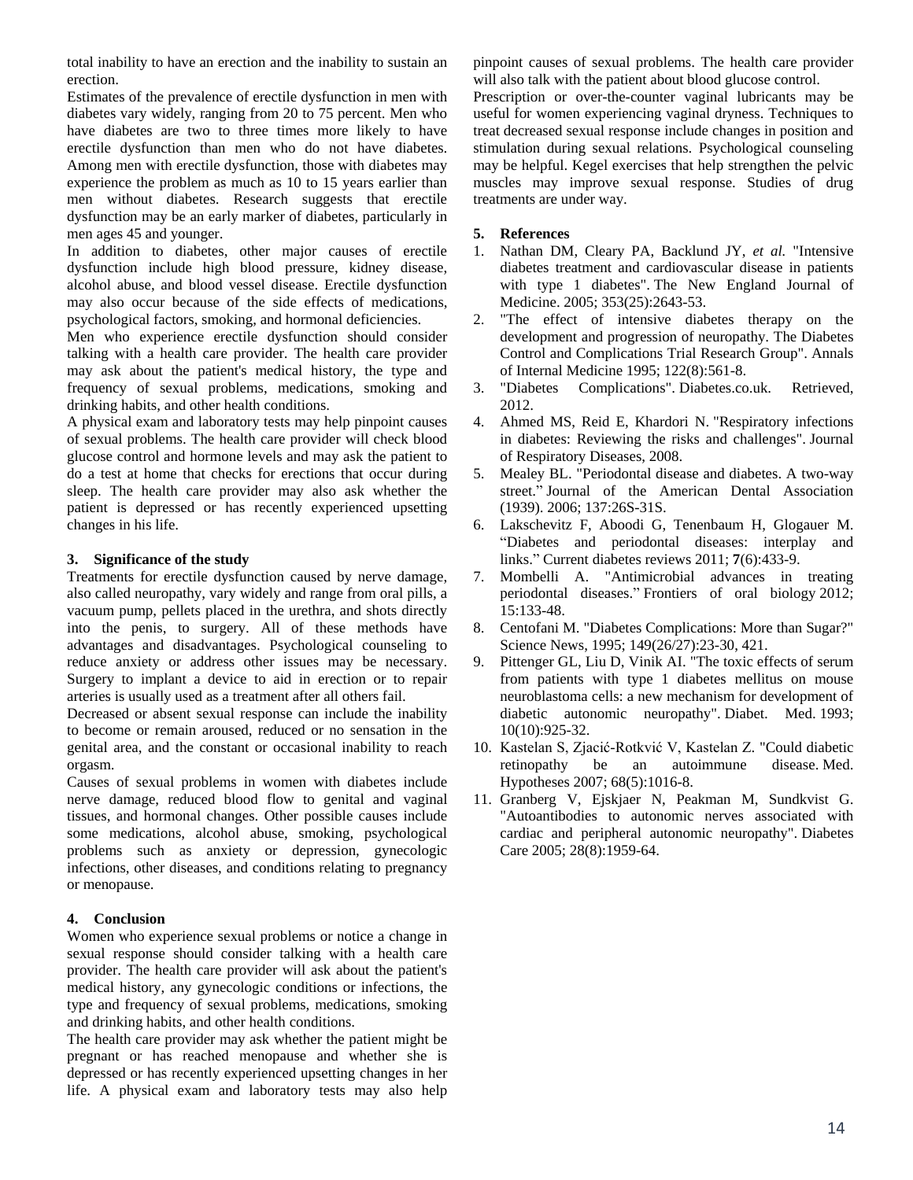total inability to have an erection and the inability to sustain an erection.

Estimates of the prevalence of erectile dysfunction in men with diabetes vary widely, ranging from 20 to 75 percent. Men who have diabetes are two to three times more likely to have erectile dysfunction than men who do not have diabetes. Among men with erectile dysfunction, those with diabetes may experience the problem as much as 10 to 15 years earlier than men without diabetes. Research suggests that erectile dysfunction may be an early marker of diabetes, particularly in men ages 45 and younger.

In addition to diabetes, other major causes of erectile dysfunction include high blood pressure, kidney disease, alcohol abuse, and blood vessel disease. Erectile dysfunction may also occur because of the side effects of medications, psychological factors, smoking, and hormonal deficiencies.

Men who experience erectile dysfunction should consider talking with a health care provider. The health care provider may ask about the patient's medical history, the type and frequency of sexual problems, medications, smoking and drinking habits, and other health conditions.

A physical exam and laboratory tests may help pinpoint causes of sexual problems. The health care provider will check blood glucose control and hormone levels and may ask the patient to do a test at home that checks for erections that occur during sleep. The health care provider may also ask whether the patient is depressed or has recently experienced upsetting changes in his life.

## 3. Significance of the study

Treatments for erectile dysfunction caused by nerve damage, also called neuropathy, vary widely and range from oral pills, a vacuum pump, pellets placed in the urethra, and shots directly into the penis, to surgery. All of these methods have advantages and disadvantages. Psychological counseling to reduce anxiety or address other issues may be necessary. Surgery to implant a device to aid in erection or to repair arteries is usually used as a treatment after all others fail.

Decreased or absent sexual response can include the inability to become or remain aroused, reduced or no sensation in the genital area, and the constant or occasional inability to reach orgasm.

Causes of sexual problems in women with diabetes include nerve damage, reduced blood flow to genital and vaginal tissues, and hormonal changes. Other possible causes include some medications, alcohol abuse, smoking, psychological problems such as anxiety or depression, gynecologic infections, other diseases, and conditions relating to pregnancy or menopause.

## 4. Conclusion

Women who experience sexual problems or notice a change in sexual response should consider talking with a health care provider. The health care provider will ask about the patient's medical history, any gynecologic conditions or infections, the type and frequency of sexual problems, medications, smoking and drinking habits, and other health conditions.

The health care provider may ask whether the patient might be pregnant or has reached menopause and whether she is depressed or has recently experienced upsetting changes in her life. A physical exam and laboratory tests may also help pinpoint causes of sexual problems. The health care provider will also talk with the patient about blood glucose control.

Prescription or over-the-counter vaginal lubricants may be useful for women experiencing vaginal dryness. Techniques to treat decreased sexual response include changes in position and stimulation during sexual relations. Psychological counseling may be helpful. Kegel exercises that help strengthen the pelvic muscles may improve sexual response. Studies of drug treatments are under way.

## 5. References

1. Nathan DM, Cleary PA, Backlund JY, *et al.* "Intensive diabetes treatment and cardiovascular disease in patients with type 1 diabetes". The New England Journal of Medicine. 2005; 353(25):2643-53.
2. "The effect of intensive diabetes therapy on the development and progression of neuropathy. The Diabetes Control and Complications Trial Research Group". Annals of Internal Medicine 1995; 122(8):561-8.
3. "Diabetes Complications". Diabetes.co.uk. Retrieved, 2012.
4. Ahmed MS, Reid E, Khardori N. "Respiratory infections in diabetes: Reviewing the risks and challenges". Journal of Respiratory Diseases, 2008.
5. Mealey BL. "Periodontal disease and diabetes. A two-way street." Journal of the American Dental Association (1939). 2006; 137:26S-31S.
6. Lakschevitz F, Aboodi G, Tenenbaum H, Glogauer M. “Diabetes and periodontal diseases: interplay and links.” Current diabetes reviews 2011; **7**(6):433-9.
7. Mombelli A. "Antimicrobial advances in treating periodontal diseases." Frontiers of oral biology 2012; 15:133-48.
8. Centofani M. "Diabetes Complications: More than Sugar?" Science News, 1995; 149(26/27):23-30, 421.
9. Pittenger GL, Liu D, Vinik AI. "The toxic effects of serum from patients with type 1 diabetes mellitus on mouse neuroblastoma cells: a new mechanism for development of diabetic autonomic neuropathy". Diabet. Med. 1993; 10(10):925-32.
10. Kastelan S, Zjacić-Rotkvić V, Kastelan Z. "Could diabetic retinopathy be an autoimmune disease. Med. Hypotheses 2007; 68(5):1016-8.
11. Granberg V, Ejskjaer N, Peakman M, Sundkvist G. "Autoantibodies to autonomic nerves associated with cardiac and peripheral autonomic neuropathy". Diabetes Care 2005; 28(8):1959-64.